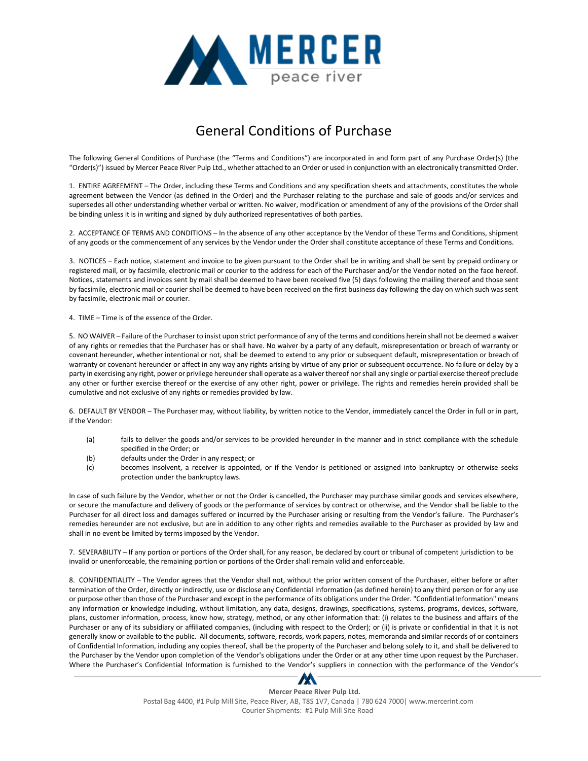# General Conditions of Purchase

The following General Conditions of Purchase (the "Terms and Conditions") are incorporated in and form part of any Purchase Order(s) (the "Order(s)") issued by Mercer Peace River Pulp Ltd., whether attached to an Order or used in conjunction with an electronically transmitted Order.

1. ENTIRE AGREEMENT – The Order, including these Terms and Conditions and any specification sheets and attachments, constitutes the whole agreement between the Vendor (as defined in the Order) and the Purchaser relating to the purchase and sale of goods and/or services and supersedes all other understanding whether verbal or written. No waiver, modification or amendment of any of the provisions of the Order shall be binding unless it is in writing and signed by duly authorized representatives of both parties.

2. ACCEPTANCE OF TERMS AND CONDITIONS – In the absence of any other acceptance by the Vendor of these Terms and Conditions, shipment of any goods or the commencement of any services by the Vendor under the Order shall constitute acceptance of these Terms and Conditions.

3. NOTICES – Each notice, statement and invoice to be given pursuant to the Order shall be in writing and shall be sent by prepaid ordinary or registered mail, or by facsimile, electronic mail or courier to the address for each of the Purchaser and/or the Vendor noted on the face hereof. Notices, statements and invoices sent by mail shall be deemed to have been received five (5) days following the mailing thereof and those sent by facsimile, electronic mail or courier shall be deemed to have been received on the first business day following the day on which such was sent by facsimile, electronic mail or courier.

4. TIME – Time is of the essence of the Order.

5. NO WAIVER – Failure of the Purchaser to insist upon strict performance of any of the terms and conditions herein shall not be deemed a waiver of any rights or remedies that the Purchaser has or shall have. No waiver by a party of any default, misrepresentation or breach of warranty or covenant hereunder, whether intentional or not, shall be deemed to extend to any prior or subsequent default, misrepresentation or breach of warranty or covenant hereunder or affect in any way any rights arising by virtue of any prior or subsequent occurrence. No failure or delay by a party in exercising any right, power or privilege hereunder shall operate as a waiver thereof nor shall any single or partial exercise thereof preclude any other or further exercise thereof or the exercise of any other right, power or privilege. The rights and remedies herein provided shall be cumulative and not exclusive of any rights or remedies provided by law.

6. DEFAULT BY VENDOR – The Purchaser may, without liability, by written notice to the Vendor, immediately cancel the Order in full or in part, if the Vendor:

(a) fails to deliver the goods and/or services to be provided hereunder in the manner and in strict compliance with the schedule specified in the Order; or

(b) defaults under the Order in any respect; or

(c) becomes insolvent, a receiver is appointed, or if the Vendor is petitioned or assigned into bankruptcy or otherwise seeks protection under the bankruptcy laws.

In case of such failure by the Vendor, whether or not the Order is cancelled, the Purchaser may purchase similar goods and services elsewhere, or secure the manufacture and delivery of goods or the performance of services by contract or otherwise, and the Vendor shall be liable to the Purchaser for all direct loss and damages suffered or incurred by the Purchaser arising or resulting from the Vendor's failure. The Purchaser's remedies hereunder are not exclusive, but are in addition to any other rights and remedies available to the Purchaser as provided by law and shall in no event be limited by terms imposed by the Vendor.

7. SEVERABILITY – If any portion or portions of the Order shall, for any reason, be declared by court or tribunal of competent jurisdiction to be invalid or unenforceable, the remaining portion or portions of the Order shall remain valid and enforceable.

8. CONFIDENTIALITY – The Vendor agrees that the Vendor shall not, without the prior written consent of the Purchaser, either before or after termination of the Order, directly or indirectly, use or disclose any Confidential Information (as defined herein) to any third person or for any use or purpose other than those of the Purchaser and except in the performance of its obligations under the Order. "Confidential Information" means any information or knowledge including, without limitation, any data, designs, drawings, specifications, systems, programs, devices, software, plans, customer information, process, know how, strategy, method, or any other information that: (i) relates to the business and affairs of the Purchaser or any of its subsidiary or affiliated companies, (including with respect to the Order); or (ii) is private or confidential in that it is not generally know or available to the public. All documents, software, records, work papers, notes, memoranda and similar records of or containers of Confidential Information, including any copies thereof, shall be the property of the Purchaser and belong solely to it, and shall be delivered to the Purchaser by the Vendor upon completion of the Vendor's obligations under the Order or at any other time upon request by the Purchaser. Where the Purchaser's Confidential Information is furnished to the Vendor's suppliers in connection with the performance of the Vendor's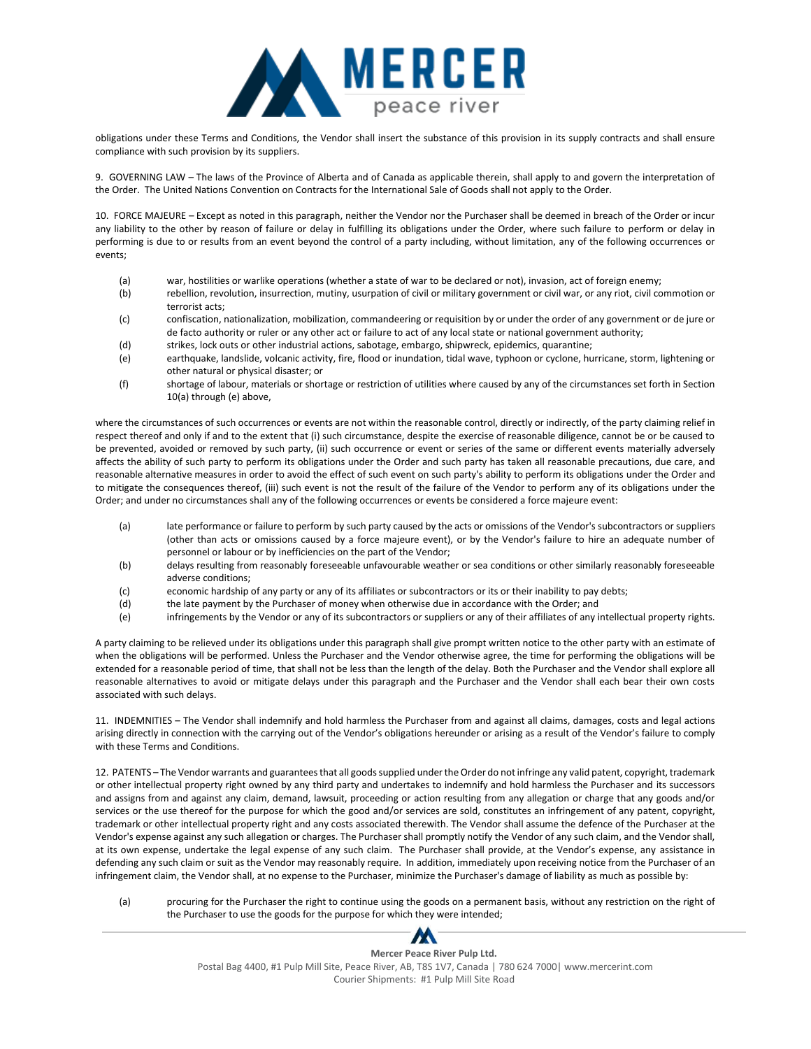obligations under these Terms and Conditions, the Vendor shall insert the substance of this provision in its supply contracts and shall ensure compliance with such provision by its suppliers.

9. GOVERNING LAW – The laws of the Province of Alberta and of Canada as applicable therein, shall apply to and govern the interpretation of the Order. The United Nations Convention on Contracts for the International Sale of Goods shall not apply to the Order.

10. FORCE MAJEURE – Except as noted in this paragraph, neither the Vendor nor the Purchaser shall be deemed in breach of the Order or incur any liability to the other by reason of failure or delay in fulfilling its obligations under the Order, where such failure to perform or delay in performing is due to or results from an event beyond the control of a party including, without limitation, any of the following occurrences or events;

(a) war, hostilities or warlike operations (whether a state of war to be declared or not), invasion, act of foreign enemy;

(b) rebellion, revolution, insurrection, mutiny, usurpation of civil or military government or civil war, or any riot, civil commotion or terrorist acts;

(c) confiscation, nationalization, mobilization, commandeering or requisition by or under the order of any government or de jure or de facto authority or ruler or any other act or failure to act of any local state or national government authority;

(d) strikes, lock outs or other industrial actions, sabotage, embargo, shipwreck, epidemics, quarantine;

(e) earthquake, landslide, volcanic activity, fire, flood or inundation, tidal wave, typhoon or cyclone, hurricane, storm, lightening or other natural or physical disaster; or

(f) shortage of labour, materials or shortage or restriction of utilities where caused by any of the circumstances set forth in Section 10(a) through (e) above,

where the circumstances of such occurrences or events are not within the reasonable control, directly or indirectly, of the party claiming relief in respect thereof and only if and to the extent that (i) such circumstance, despite the exercise of reasonable diligence, cannot be or be caused to be prevented, avoided or removed by such party, (ii) such occurrence or event or series of the same or different events materially adversely affects the ability of such party to perform its obligations under the Order and such party has taken all reasonable precautions, due care, and reasonable alternative measures in order to avoid the effect of such event on such party's ability to perform its obligations under the Order and to mitigate the consequences thereof, (iii) such event is not the result of the failure of the Vendor to perform any of its obligations under the Order; and under no circumstances shall any of the following occurrences or events be considered a force majeure event:

(a) late performance or failure to perform by such party caused by the acts or omissions of the Vendor's subcontractors or suppliers (other than acts or omissions caused by a force majeure event), or by the Vendor's failure to hire an adequate number of personnel or labour or by inefficiencies on the part of the Vendor;

(b) delays resulting from reasonably foreseeable unfavourable weather or sea conditions or other similarly reasonably foreseeable adverse conditions;

(c) economic hardship of any party or any of its affiliates or subcontractors or its or their inability to pay debts;

(d) the late payment by the Purchaser of money when otherwise due in accordance with the Order; and

(e) infringements by the Vendor or any of its subcontractors or suppliers or any of their affiliates of any intellectual property rights.

A party claiming to be relieved under its obligations under this paragraph shall give prompt written notice to the other party with an estimate of when the obligations will be performed. Unless the Purchaser and the Vendor otherwise agree, the time for performing the obligations will be extended for a reasonable period of time, that shall not be less than the length of the delay. Both the Purchaser and the Vendor shall explore all reasonable alternatives to avoid or mitigate delays under this paragraph and the Purchaser and the Vendor shall each bear their own costs associated with such delays.

11. INDEMNITIES – The Vendor shall indemnify and hold harmless the Purchaser from and against all claims, damages, costs and legal actions arising directly in connection with the carrying out of the Vendor's obligations hereunder or arising as a result of the Vendor's failure to comply with these Terms and Conditions.

12. PATENTS – The Vendor warrants and guarantees that all goods supplied under the Order do not infringe any valid patent, copyright, trademark or other intellectual property right owned by any third party and undertakes to indemnify and hold harmless the Purchaser and its successors and assigns from and against any claim, demand, lawsuit, proceeding or action resulting from any allegation or charge that any goods and/or services or the use thereof for the purpose for which the good and/or services are sold, constitutes an infringement of any patent, copyright, trademark or other intellectual property right and any costs associated therewith. The Vendor shall assume the defence of the Purchaser at the Vendor's expense against any such allegation or charges. The Purchaser shall promptly notify the Vendor of any such claim, and the Vendor shall, at its own expense, undertake the legal expense of any such claim. The Purchaser shall provide, at the Vendor's expense, any assistance in defending any such claim or suit as the Vendor may reasonably require. In addition, immediately upon receiving notice from the Purchaser of an infringement claim, the Vendor shall, at no expense to the Purchaser, minimize the Purchaser's damage of liability as much as possible by:

(a) procuring for the Purchaser the right to continue using the goods on a permanent basis, without any restriction on the right of the Purchaser to use the goods for the purpose for which they were intended;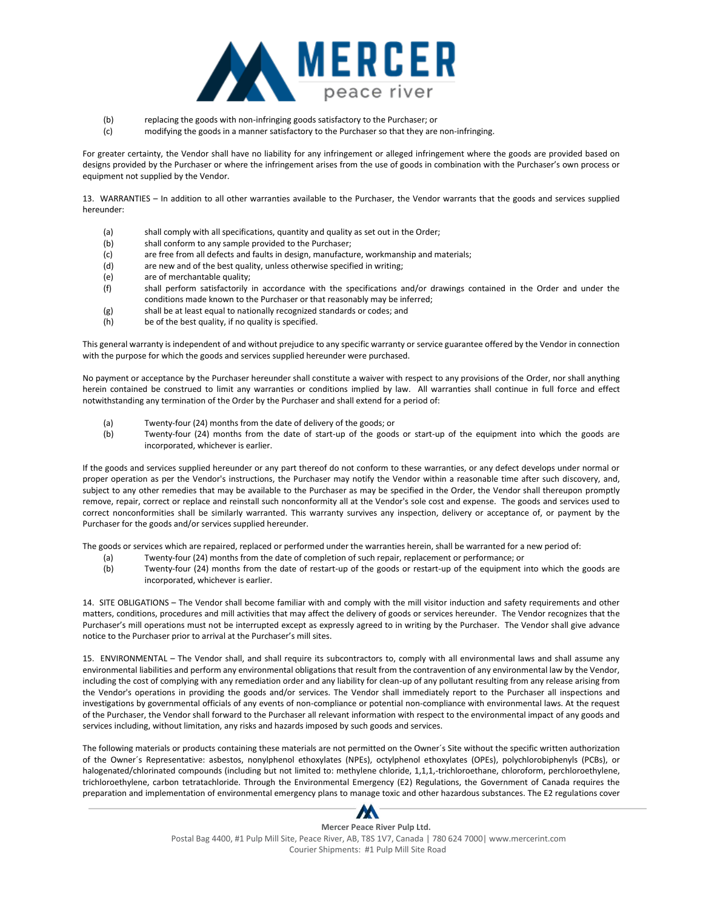(b) replacing the goods with non-infringing goods satisfactory to the Purchaser; or

(c) modifying the goods in a manner satisfactory to the Purchaser so that they are non-infringing.

For greater certainty, the Vendor shall have no liability for any infringement or alleged infringement where the goods are provided based on designs provided by the Purchaser or where the infringement arises from the use of goods in combination with the Purchaser's own process or equipment not supplied by the Vendor.

13. WARRANTIES – In addition to all other warranties available to the Purchaser, the Vendor warrants that the goods and services supplied hereunder:

(a) shall comply with all specifications, quantity and quality as set out in the Order;

(b) shall conform to any sample provided to the Purchaser;

(c) are free from all defects and faults in design, manufacture, workmanship and materials;

(d) are new and of the best quality, unless otherwise specified in writing;

(e) are of merchantable quality;

(f) shall perform satisfactorily in accordance with the specifications and/or drawings contained in the Order and under the conditions made known to the Purchaser or that reasonably may be inferred;

(g) shall be at least equal to nationally recognized standards or codes; and

(h) be of the best quality, if no quality is specified.

This general warranty is independent of and without prejudice to any specific warranty or service guarantee offered by the Vendor in connection with the purpose for which the goods and services supplied hereunder were purchased.

No payment or acceptance by the Purchaser hereunder shall constitute a waiver with respect to any provisions of the Order, nor shall anything herein contained be construed to limit any warranties or conditions implied by law. All warranties shall continue in full force and effect notwithstanding any termination of the Order by the Purchaser and shall extend for a period of:

(a) Twenty-four (24) months from the date of delivery of the goods; or

(b) Twenty-four (24) months from the date of start-up of the goods or start-up of the equipment into which the goods are incorporated, whichever is earlier.

If the goods and services supplied hereunder or any part thereof do not conform to these warranties, or any defect develops under normal or proper operation as per the Vendor's instructions, the Purchaser may notify the Vendor within a reasonable time after such discovery, and, subject to any other remedies that may be available to the Purchaser as may be specified in the Order, the Vendor shall thereupon promptly remove, repair, correct or replace and reinstall such nonconformity all at the Vendor's sole cost and expense. The goods and services used to correct nonconformities shall be similarly warranted. This warranty survives any inspection, delivery or acceptance of, or payment by the Purchaser for the goods and/or services supplied hereunder.

The goods or services which are repaired, replaced or performed under the warranties herein, shall be warranted for a new period of:

(a) Twenty-four (24) months from the date of completion of such repair, replacement or performance; or

(b) Twenty-four (24) months from the date of restart-up of the goods or restart-up of the equipment into which the goods are incorporated, whichever is earlier.

14. SITE OBLIGATIONS – The Vendor shall become familiar with and comply with the mill visitor induction and safety requirements and other matters, conditions, procedures and mill activities that may affect the delivery of goods or services hereunder. The Vendor recognizes that the Purchaser's mill operations must not be interrupted except as expressly agreed to in writing by the Purchaser. The Vendor shall give advance notice to the Purchaser prior to arrival at the Purchaser's mill sites.

15. ENVIRONMENTAL – The Vendor shall, and shall require its subcontractors to, comply with all environmental laws and shall assume any environmental liabilities and perform any environmental obligations that result from the contravention of any environmental law by the Vendor, including the cost of complying with any remediation order and any liability for clean-up of any pollutant resulting from any release arising from the Vendor's operations in providing the goods and/or services. The Vendor shall immediately report to the Purchaser all inspections and investigations by governmental officials of any events of non-compliance or potential non-compliance with environmental laws. At the request of the Purchaser, the Vendor shall forward to the Purchaser all relevant information with respect to the environmental impact of any goods and services including, without limitation, any risks and hazards imposed by such goods and services.

The following materials or products containing these materials are not permitted on the Owner´s Site without the specific written authorization of the Owner´s Representative: asbestos, nonylphenol ethoxylates (NPEs), octylphenol ethoxylates (OPEs), polychlorobiphenyls (PCBs), or halogenated/chlorinated compounds (including but not limited to: methylene chloride, 1,1,1,-trichloroethane, chloroform, perchloroethylene, trichloroethylene, carbon tetratachloride. Through the Environmental Emergency (E2) Regulations, the Government of Canada requires the preparation and implementation of environmental emergency plans to manage toxic and other hazardous substances. The E2 regulations cover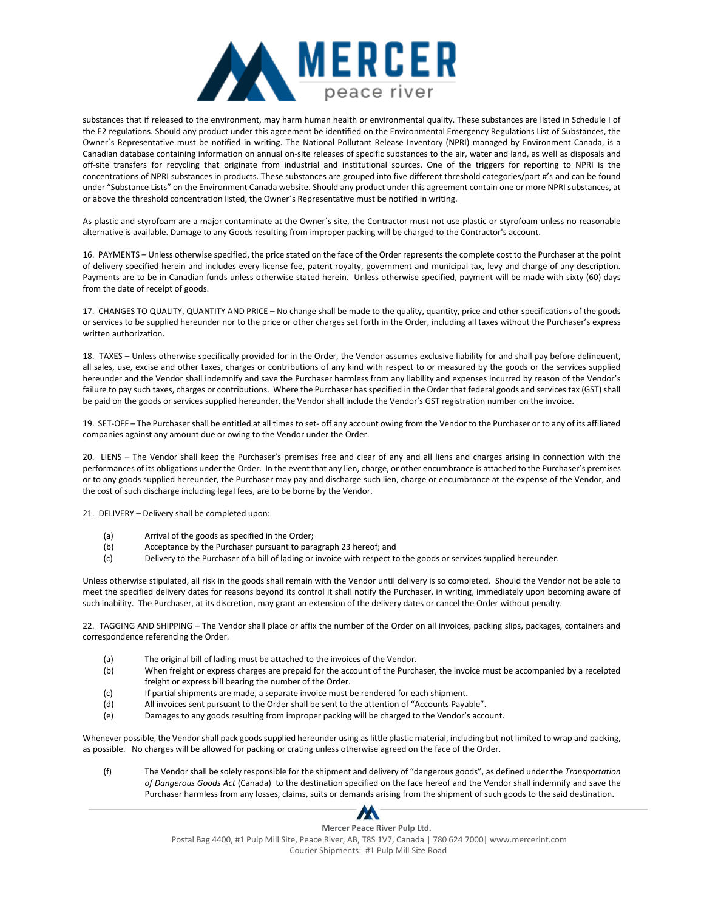substances that if released to the environment, may harm human health or environmental quality. These substances are listed in Schedule I of the E2 regulations. Should any product under this agreement be identified on the Environmental Emergency Regulations List of Substances, the Owner´s Representative must be notified in writing. The National Pollutant Release Inventory (NPRI) managed by Environment Canada, is a Canadian database containing information on annual on-site releases of specific substances to the air, water and land, as well as disposals and off-site transfers for recycling that originate from industrial and institutional sources. One of the triggers for reporting to NPRI is the concentrations of NPRI substances in products. These substances are grouped into five different threshold categories/part #'s and can be found under "Substance Lists" on the Environment Canada website. Should any product under this agreement contain one or more NPRI substances, at or above the threshold concentration listed, the Owner´s Representative must be notified in writing.

As plastic and styrofoam are a major contaminate at the Owner´s site, the Contractor must not use plastic or styrofoam unless no reasonable alternative is available. Damage to any Goods resulting from improper packing will be charged to the Contractor's account.

16. PAYMENTS – Unless otherwise specified, the price stated on the face of the Order represents the complete cost to the Purchaser at the point of delivery specified herein and includes every license fee, patent royalty, government and municipal tax, levy and charge of any description. Payments are to be in Canadian funds unless otherwise stated herein. Unless otherwise specified, payment will be made with sixty (60) days from the date of receipt of goods.

17. CHANGES TO QUALITY, QUANTITY AND PRICE – No change shall be made to the quality, quantity, price and other specifications of the goods or services to be supplied hereunder nor to the price or other charges set forth in the Order, including all taxes without the Purchaser's express written authorization.

18. TAXES – Unless otherwise specifically provided for in the Order, the Vendor assumes exclusive liability for and shall pay before delinquent, all sales, use, excise and other taxes, charges or contributions of any kind with respect to or measured by the goods or the services supplied hereunder and the Vendor shall indemnify and save the Purchaser harmless from any liability and expenses incurred by reason of the Vendor's failure to pay such taxes, charges or contributions. Where the Purchaser has specified in the Order that federal goods and services tax (GST) shall be paid on the goods or services supplied hereunder, the Vendor shall include the Vendor's GST registration number on the invoice.

19. SET-OFF – The Purchaser shall be entitled at all times to set- off any account owing from the Vendor to the Purchaser or to any of its affiliated companies against any amount due or owing to the Vendor under the Order.

20. LIENS – The Vendor shall keep the Purchaser's premises free and clear of any and all liens and charges arising in connection with the performances of its obligations under the Order. In the event that any lien, charge, or other encumbrance is attached to the Purchaser's premises or to any goods supplied hereunder, the Purchaser may pay and discharge such lien, charge or encumbrance at the expense of the Vendor, and the cost of such discharge including legal fees, are to be borne by the Vendor.

21. DELIVERY – Delivery shall be completed upon:

(a) Arrival of the goods as specified in the Order;
(b) Acceptance by the Purchaser pursuant to paragraph 23 hereof; and
(c) Delivery to the Purchaser of a bill of lading or invoice with respect to the goods or services supplied hereunder.

Unless otherwise stipulated, all risk in the goods shall remain with the Vendor until delivery is so completed. Should the Vendor not be able to meet the specified delivery dates for reasons beyond its control it shall notify the Purchaser, in writing, immediately upon becoming aware of such inability. The Purchaser, at its discretion, may grant an extension of the delivery dates or cancel the Order without penalty.

22. TAGGING AND SHIPPING – The Vendor shall place or affix the number of the Order on all invoices, packing slips, packages, containers and correspondence referencing the Order.

(a) The original bill of lading must be attached to the invoices of the Vendor.
(b) When freight or express charges are prepaid for the account of the Purchaser, the invoice must be accompanied by a receipted freight or express bill bearing the number of the Order.
(c) If partial shipments are made, a separate invoice must be rendered for each shipment.
(d) All invoices sent pursuant to the Order shall be sent to the attention of "Accounts Payable".
(e) Damages to any goods resulting from improper packing will be charged to the Vendor's account.

Whenever possible, the Vendor shall pack goods supplied hereunder using as little plastic material, including but not limited to wrap and packing, as possible. No charges will be allowed for packing or crating unless otherwise agreed on the face of the Order.

(f) The Vendor shall be solely responsible for the shipment and delivery of "dangerous goods", as defined under the *Transportation of Dangerous Goods Act* (Canada) to the destination specified on the face hereof and the Vendor shall indemnify and save the Purchaser harmless from any losses, claims, suits or demands arising from the shipment of such goods to the said destination.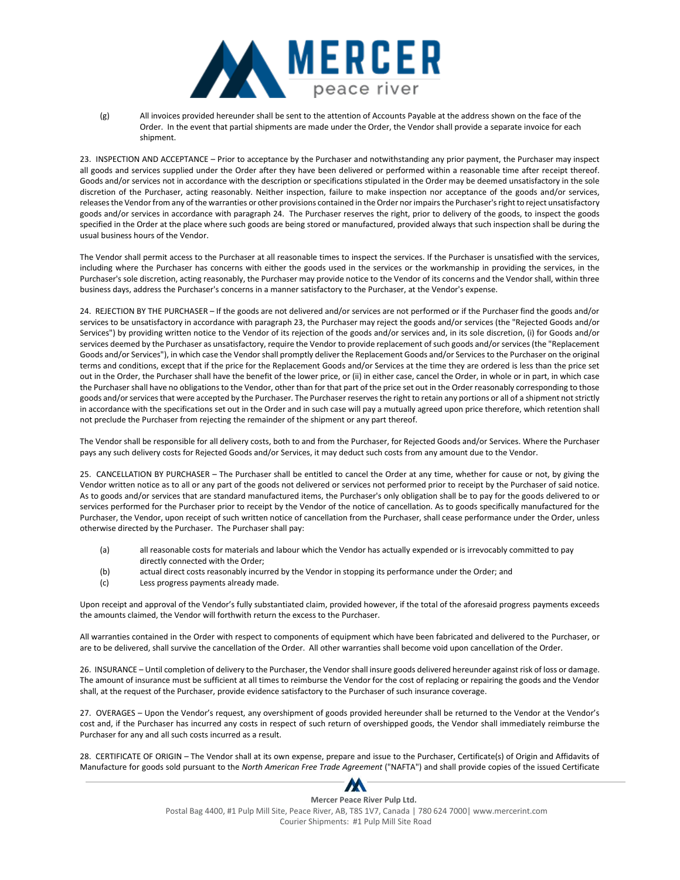(g) All invoices provided hereunder shall be sent to the attention of Accounts Payable at the address shown on the face of the Order. In the event that partial shipments are made under the Order, the Vendor shall provide a separate invoice for each shipment.

23. INSPECTION AND ACCEPTANCE – Prior to acceptance by the Purchaser and notwithstanding any prior payment, the Purchaser may inspect all goods and services supplied under the Order after they have been delivered or performed within a reasonable time after receipt thereof. Goods and/or services not in accordance with the description or specifications stipulated in the Order may be deemed unsatisfactory in the sole discretion of the Purchaser, acting reasonably. Neither inspection, failure to make inspection nor acceptance of the goods and/or services, releases the Vendor from any of the warranties or other provisions contained in the Order nor impairs the Purchaser's right to reject unsatisfactory goods and/or services in accordance with paragraph 24. The Purchaser reserves the right, prior to delivery of the goods, to inspect the goods specified in the Order at the place where such goods are being stored or manufactured, provided always that such inspection shall be during the usual business hours of the Vendor.

The Vendor shall permit access to the Purchaser at all reasonable times to inspect the services. If the Purchaser is unsatisfied with the services, including where the Purchaser has concerns with either the goods used in the services or the workmanship in providing the services, in the Purchaser's sole discretion, acting reasonably, the Purchaser may provide notice to the Vendor of its concerns and the Vendor shall, within three business days, address the Purchaser's concerns in a manner satisfactory to the Purchaser, at the Vendor's expense.

24. REJECTION BY THE PURCHASER – If the goods are not delivered and/or services are not performed or if the Purchaser find the goods and/or services to be unsatisfactory in accordance with paragraph 23, the Purchaser may reject the goods and/or services (the "Rejected Goods and/or Services") by providing written notice to the Vendor of its rejection of the goods and/or services and, in its sole discretion, (i) for Goods and/or services deemed by the Purchaser as unsatisfactory, require the Vendor to provide replacement of such goods and/or services (the "Replacement Goods and/or Services"), in which case the Vendor shall promptly deliver the Replacement Goods and/or Services to the Purchaser on the original terms and conditions, except that if the price for the Replacement Goods and/or Services at the time they are ordered is less than the price set out in the Order, the Purchaser shall have the benefit of the lower price, or (ii) in either case, cancel the Order, in whole or in part, in which case the Purchaser shall have no obligations to the Vendor, other than for that part of the price set out in the Order reasonably corresponding to those goods and/or services that were accepted by the Purchaser. The Purchaser reserves the right to retain any portions or all of a shipment not strictly in accordance with the specifications set out in the Order and in such case will pay a mutually agreed upon price therefore, which retention shall not preclude the Purchaser from rejecting the remainder of the shipment or any part thereof.

The Vendor shall be responsible for all delivery costs, both to and from the Purchaser, for Rejected Goods and/or Services. Where the Purchaser pays any such delivery costs for Rejected Goods and/or Services, it may deduct such costs from any amount due to the Vendor.

25. CANCELLATION BY PURCHASER – The Purchaser shall be entitled to cancel the Order at any time, whether for cause or not, by giving the Vendor written notice as to all or any part of the goods not delivered or services not performed prior to receipt by the Purchaser of said notice. As to goods and/or services that are standard manufactured items, the Purchaser's only obligation shall be to pay for the goods delivered to or services performed for the Purchaser prior to receipt by the Vendor of the notice of cancellation. As to goods specifically manufactured for the Purchaser, the Vendor, upon receipt of such written notice of cancellation from the Purchaser, shall cease performance under the Order, unless otherwise directed by the Purchaser. The Purchaser shall pay:

(a) all reasonable costs for materials and labour which the Vendor has actually expended or is irrevocably committed to pay directly connected with the Order;

(b) actual direct costs reasonably incurred by the Vendor in stopping its performance under the Order; and

(c) Less progress payments already made.

Upon receipt and approval of the Vendor's fully substantiated claim, provided however, if the total of the aforesaid progress payments exceeds the amounts claimed, the Vendor will forthwith return the excess to the Purchaser.

All warranties contained in the Order with respect to components of equipment which have been fabricated and delivered to the Purchaser, or are to be delivered, shall survive the cancellation of the Order. All other warranties shall become void upon cancellation of the Order.

26. INSURANCE – Until completion of delivery to the Purchaser, the Vendor shall insure goods delivered hereunder against risk of loss or damage. The amount of insurance must be sufficient at all times to reimburse the Vendor for the cost of replacing or repairing the goods and the Vendor shall, at the request of the Purchaser, provide evidence satisfactory to the Purchaser of such insurance coverage.

27. OVERAGES – Upon the Vendor's request, any overshipment of goods provided hereunder shall be returned to the Vendor at the Vendor's cost and, if the Purchaser has incurred any costs in respect of such return of overshipped goods, the Vendor shall immediately reimburse the Purchaser for any and all such costs incurred as a result.

28. CERTIFICATE OF ORIGIN – The Vendor shall at its own expense, prepare and issue to the Purchaser, Certificate(s) of Origin and Affidavits of Manufacture for goods sold pursuant to the *North American Free Trade Agreement* ("NAFTA") and shall provide copies of the issued Certificate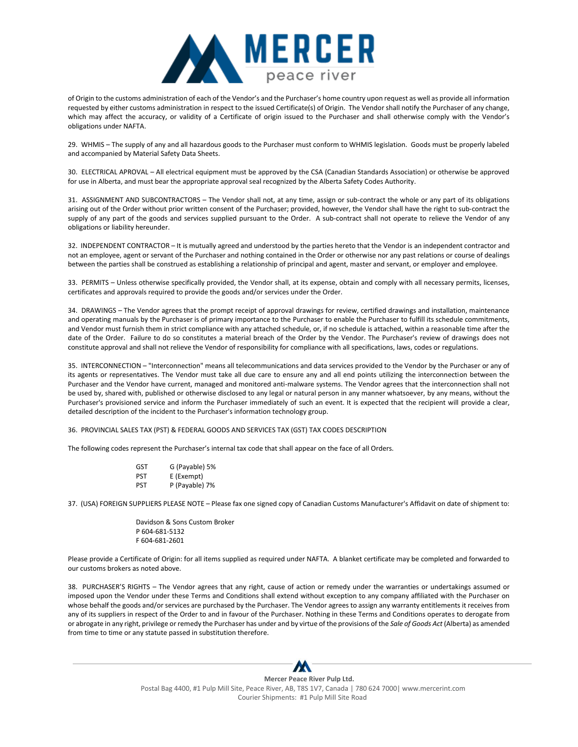of Origin to the customs administration of each of the Vendor's and the Purchaser's home country upon request as well as provide all information requested by either customs administration in respect to the issued Certificate(s) of Origin. The Vendor shall notify the Purchaser of any change, which may affect the accuracy, or validity of a Certificate of origin issued to the Purchaser and shall otherwise comply with the Vendor's obligations under NAFTA.

29. WHMIS – The supply of any and all hazardous goods to the Purchaser must conform to WHMIS legislation. Goods must be properly labeled and accompanied by Material Safety Data Sheets.

30. ELECTRICAL APROVAL – All electrical equipment must be approved by the CSA (Canadian Standards Association) or otherwise be approved for use in Alberta, and must bear the appropriate approval seal recognized by the Alberta Safety Codes Authority.

31. ASSIGNMENT AND SUBCONTRACTORS – The Vendor shall not, at any time, assign or sub-contract the whole or any part of its obligations arising out of the Order without prior written consent of the Purchaser; provided, however, the Vendor shall have the right to sub-contract the supply of any part of the goods and services supplied pursuant to the Order. A sub-contract shall not operate to relieve the Vendor of any obligations or liability hereunder.

32. INDEPENDENT CONTRACTOR – It is mutually agreed and understood by the parties hereto that the Vendor is an independent contractor and not an employee, agent or servant of the Purchaser and nothing contained in the Order or otherwise nor any past relations or course of dealings between the parties shall be construed as establishing a relationship of principal and agent, master and servant, or employer and employee.

33. PERMITS – Unless otherwise specifically provided, the Vendor shall, at its expense, obtain and comply with all necessary permits, licenses, certificates and approvals required to provide the goods and/or services under the Order.

34. DRAWINGS – The Vendor agrees that the prompt receipt of approval drawings for review, certified drawings and installation, maintenance and operating manuals by the Purchaser is of primary importance to the Purchaser to enable the Purchaser to fulfill its schedule commitments, and Vendor must furnish them in strict compliance with any attached schedule, or, if no schedule is attached, within a reasonable time after the date of the Order. Failure to do so constitutes a material breach of the Order by the Vendor. The Purchaser's review of drawings does not constitute approval and shall not relieve the Vendor of responsibility for compliance with all specifications, laws, codes or regulations.

35. INTERCONNECTION – "Interconnection" means all telecommunications and data services provided to the Vendor by the Purchaser or any of its agents or representatives. The Vendor must take all due care to ensure any and all end points utilizing the interconnection between the Purchaser and the Vendor have current, managed and monitored anti-malware systems. The Vendor agrees that the interconnection shall not be used by, shared with, published or otherwise disclosed to any legal or natural person in any manner whatsoever, by any means, without the Purchaser's provisioned service and inform the Purchaser immediately of such an event. It is expected that the recipient will provide a clear, detailed description of the incident to the Purchaser's information technology group.

36. PROVINCIAL SALES TAX (PST) & FEDERAL GOODS AND SERVICES TAX (GST) TAX CODES DESCRIPTION

The following codes represent the Purchaser's internal tax code that shall appear on the face of all Orders.

| | |
|---|---|
| GST | G (Payable) 5% |
| PST | E (Exempt) |
| PST | P (Payable) 7% |

37. (USA) FOREIGN SUPPLIERS PLEASE NOTE – Please fax one signed copy of Canadian Customs Manufacturer's Affidavit on date of shipment to:

Davidson & Sons Custom Broker
P 604-681-5132
F 604-681-2601

Please provide a Certificate of Origin: for all items supplied as required under NAFTA. A blanket certificate may be completed and forwarded to our customs brokers as noted above.

38. PURCHASER'S RIGHTS – The Vendor agrees that any right, cause of action or remedy under the warranties or undertakings assumed or imposed upon the Vendor under these Terms and Conditions shall extend without exception to any company affiliated with the Purchaser on whose behalf the goods and/or services are purchased by the Purchaser. The Vendor agrees to assign any warranty entitlements it receives from any of its suppliers in respect of the Order to and in favour of the Purchaser. Nothing in these Terms and Conditions operates to derogate from or abrogate in any right, privilege or remedy the Purchaser has under and by virtue of the provisions of the *Sale of Goods Act* (Alberta) as amended from time to time or any statute passed in substitution therefore.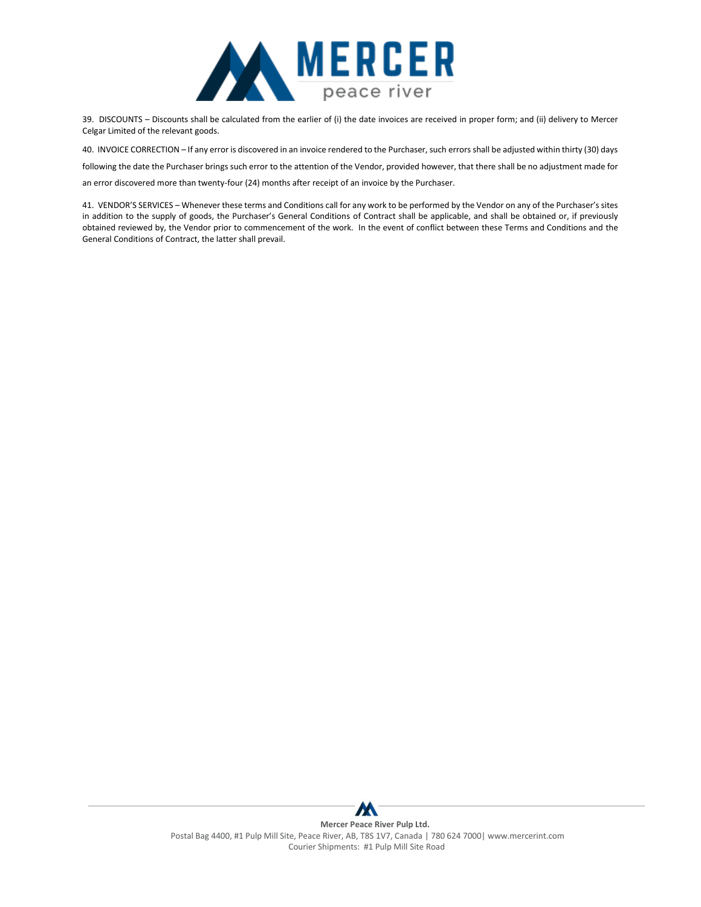39. DISCOUNTS – Discounts shall be calculated from the earlier of (i) the date invoices are received in proper form; and (ii) delivery to Mercer Celgar Limited of the relevant goods.

40. INVOICE CORRECTION – If any error is discovered in an invoice rendered to the Purchaser, such errors shall be adjusted within thirty (30) days following the date the Purchaser brings such error to the attention of the Vendor, provided however, that there shall be no adjustment made for an error discovered more than twenty-four (24) months after receipt of an invoice by the Purchaser.

41. VENDOR'S SERVICES – Whenever these terms and Conditions call for any work to be performed by the Vendor on any of the Purchaser's sites in addition to the supply of goods, the Purchaser's General Conditions of Contract shall be applicable, and shall be obtained or, if previously obtained reviewed by, the Vendor prior to commencement of the work. In the event of conflict between these Terms and Conditions and the General Conditions of Contract, the latter shall prevail.